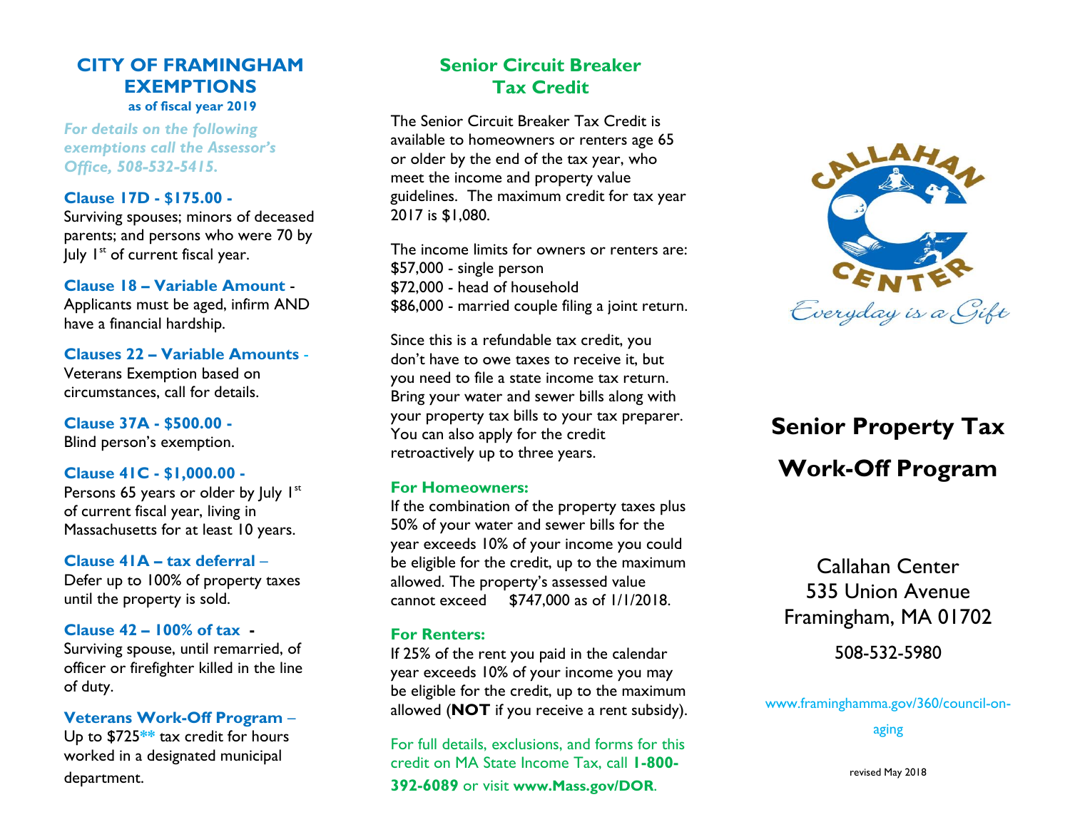## CITY OF FRAMINGHAM EXEMPTIONS

**as of fiscal year 2019**

*For details on the following exemptions call the Assessor's Office, 508-532-5415.*

**Clause 17D - $175.00 -**
Surviving spouses; minors of deceased parents; and persons who were 70 by July 1st of current fiscal year.

**Clause 18 – Variable Amount -**
Applicants must be aged, infirm AND have a financial hardship.

**Clauses 22 – Variable Amounts -**
Veterans Exemption based on circumstances, call for details.

**Clause 37A - $500.00 -**
Blind person's exemption.

**Clause 41C - $1,000.00 -**
Persons 65 years or older by July 1st of current fiscal year, living in Massachusetts for at least 10 years.

**Clause 41A – tax deferral –**
Defer up to 100% of property taxes until the property is sold.

**Clause 42 – 100% of tax -**
Surviving spouse, until remarried, of officer or firefighter killed in the line of duty.

**Veterans Work-Off Program –**
Up to $725** tax credit for hours worked in a designated municipal department.

## Senior Circuit Breaker Tax Credit

The Senior Circuit Breaker Tax Credit is available to homeowners or renters age 65 or older by the end of the tax year, who meet the income and property value guidelines. The maximum credit for tax year 2017 is $1,080.

The income limits for owners or renters are:
$57,000 - single person
$72,000 - head of household
$86,000 - married couple filing a joint return.

Since this is a refundable tax credit, you don't have to owe taxes to receive it, but you need to file a state income tax return. Bring your water and sewer bills along with your property tax bills to your tax preparer. You can also apply for the credit retroactively up to three years.

### For Homeowners:

If the combination of the property taxes plus 50% of your water and sewer bills for the year exceeds 10% of your income you could be eligible for the credit, up to the maximum allowed. The property's assessed value cannot exceed $747,000 as of 1/1/2018.

### For Renters:

If 25% of the rent you paid in the calendar year exceeds 10% of your income you may be eligible for the credit, up to the maximum allowed (**NOT** if you receive a rent subsidy).

For full details, exclusions, and forms for this credit on MA State Income Tax, call **1-800-392-6089** or visit **www.Mass.gov/DOR**.

CALLAHAN CENTER
*Everyday is a Gift*

# Senior Property Tax Work-Off Program

Callahan Center
535 Union Avenue
Framingham, MA 01702

508-532-5980

www.framinghamma.gov/360/council-on-aging

revised May 2018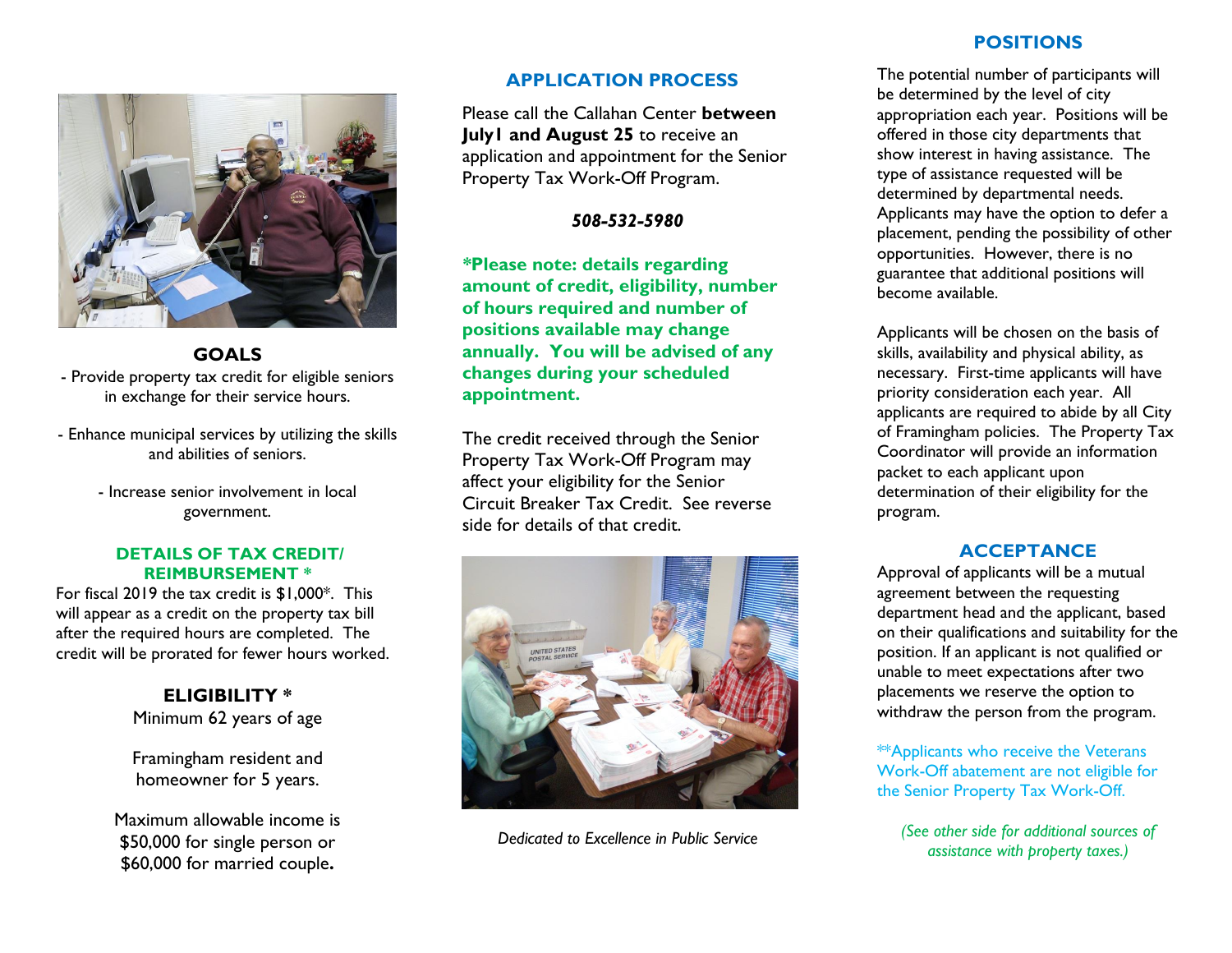## GOALS

- Provide property tax credit for eligible seniors in exchange for their service hours.

- Enhance municipal services by utilizing the skills and abilities of seniors.

- Increase senior involvement in local government.

## DETAILS OF TAX CREDIT/ REIMBURSEMENT *

For fiscal 2019 the tax credit is $1,000*. This will appear as a credit on the property tax bill after the required hours are completed. The credit will be prorated for fewer hours worked.

## ELIGIBILITY *

Minimum 62 years of age

Framingham resident and homeowner for 5 years.

Maximum allowable income is $50,000 for single person or $60,000 for married couple**.**

## APPLICATION PROCESS

Please call the Callahan Center **between July1 and August 25** to receive an application and appointment for the Senior Property Tax Work-Off Program.

***508-532-5980***

***Please note: details regarding amount of credit, eligibility, number of hours required and number of positions available may change annually. You will be advised of any changes during your scheduled appointment.**

The credit received through the Senior Property Tax Work-Off Program may affect your eligibility for the Senior Circuit Breaker Tax Credit. See reverse side for details of that credit.

*Dedicated to Excellence in Public Service*

## POSITIONS

The potential number of participants will be determined by the level of city appropriation each year. Positions will be offered in those city departments that show interest in having assistance. The type of assistance requested will be determined by departmental needs. Applicants may have the option to defer a placement, pending the possibility of other opportunities. However, there is no guarantee that additional positions will become available.

Applicants will be chosen on the basis of skills, availability and physical ability, as necessary. First-time applicants will have priority consideration each year. All applicants are required to abide by all City of Framingham policies. The Property Tax Coordinator will provide an information packet to each applicant upon determination of their eligibility for the program.

## ACCEPTANCE

Approval of applicants will be a mutual agreement between the requesting department head and the applicant, based on their qualifications and suitability for the position. If an applicant is not qualified or unable to meet expectations after two placements we reserve the option to withdraw the person from the program.

**Applicants who receive the Veterans Work-Off abatement are not eligible for the Senior Property Tax Work-Off.

*(See other side for additional sources of assistance with property taxes.)*